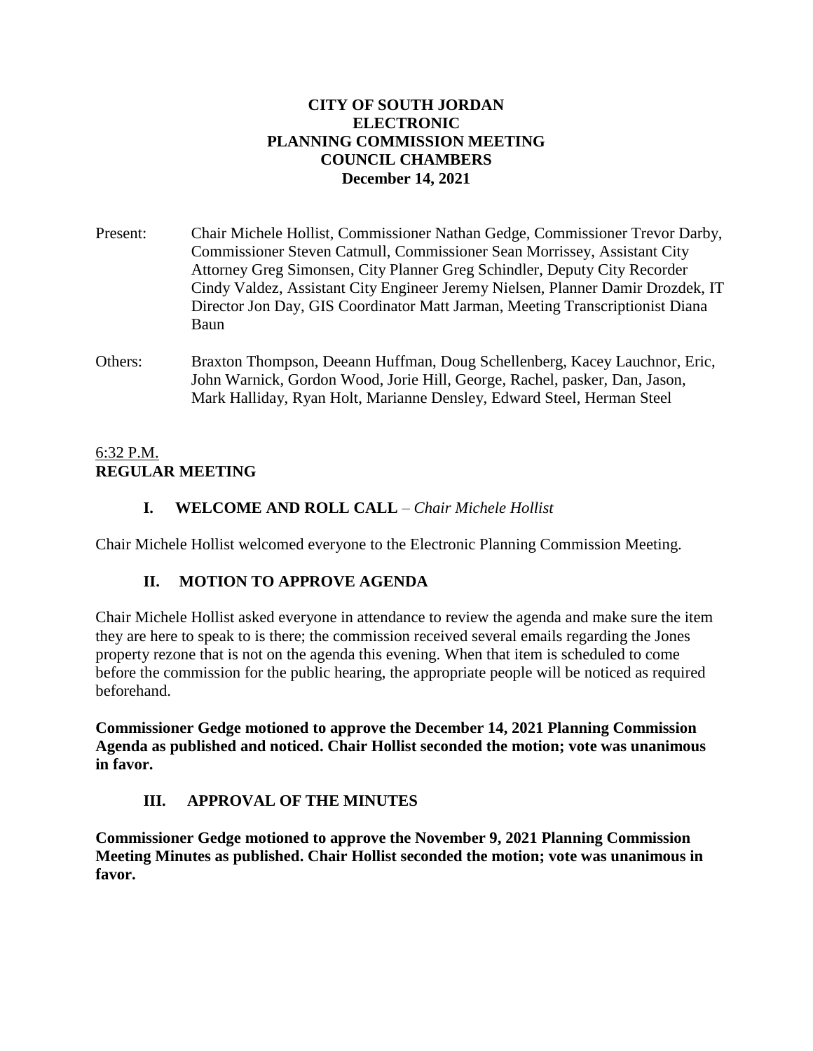**CITY OF SOUTH JORDAN**
**ELECTRONIC**
**PLANNING COMMISSION MEETING**
**COUNCIL CHAMBERS**
**December 14, 2021**

Present: Chair Michele Hollist, Commissioner Nathan Gedge, Commissioner Trevor Darby, Commissioner Steven Catmull, Commissioner Sean Morrissey, Assistant City Attorney Greg Simonsen, City Planner Greg Schindler, Deputy City Recorder Cindy Valdez, Assistant City Engineer Jeremy Nielsen, Planner Damir Drozdek, IT Director Jon Day, GIS Coordinator Matt Jarman, Meeting Transcriptionist Diana Baun

Others: Braxton Thompson, Deeann Huffman, Doug Schellenberg, Kacey Lauchnor, Eric, John Warnick, Gordon Wood, Jorie Hill, George, Rachel, pasker, Dan, Jason, Mark Halliday, Ryan Holt, Marianne Densley, Edward Steel, Herman Steel

6:32 P.M.
**REGULAR MEETING**

## I. WELCOME AND ROLL CALL – *Chair Michele Hollist*

Chair Michele Hollist welcomed everyone to the Electronic Planning Commission Meeting.

## II. MOTION TO APPROVE AGENDA

Chair Michele Hollist asked everyone in attendance to review the agenda and make sure the item they are here to speak to is there; the commission received several emails regarding the Jones property rezone that is not on the agenda this evening. When that item is scheduled to come before the commission for the public hearing, the appropriate people will be noticed as required beforehand.

**Commissioner Gedge motioned to approve the December 14, 2021 Planning Commission Agenda as published and noticed. Chair Hollist seconded the motion; vote was unanimous in favor.**

## III. APPROVAL OF THE MINUTES

**Commissioner Gedge motioned to approve the November 9, 2021 Planning Commission Meeting Minutes as published. Chair Hollist seconded the motion; vote was unanimous in favor.**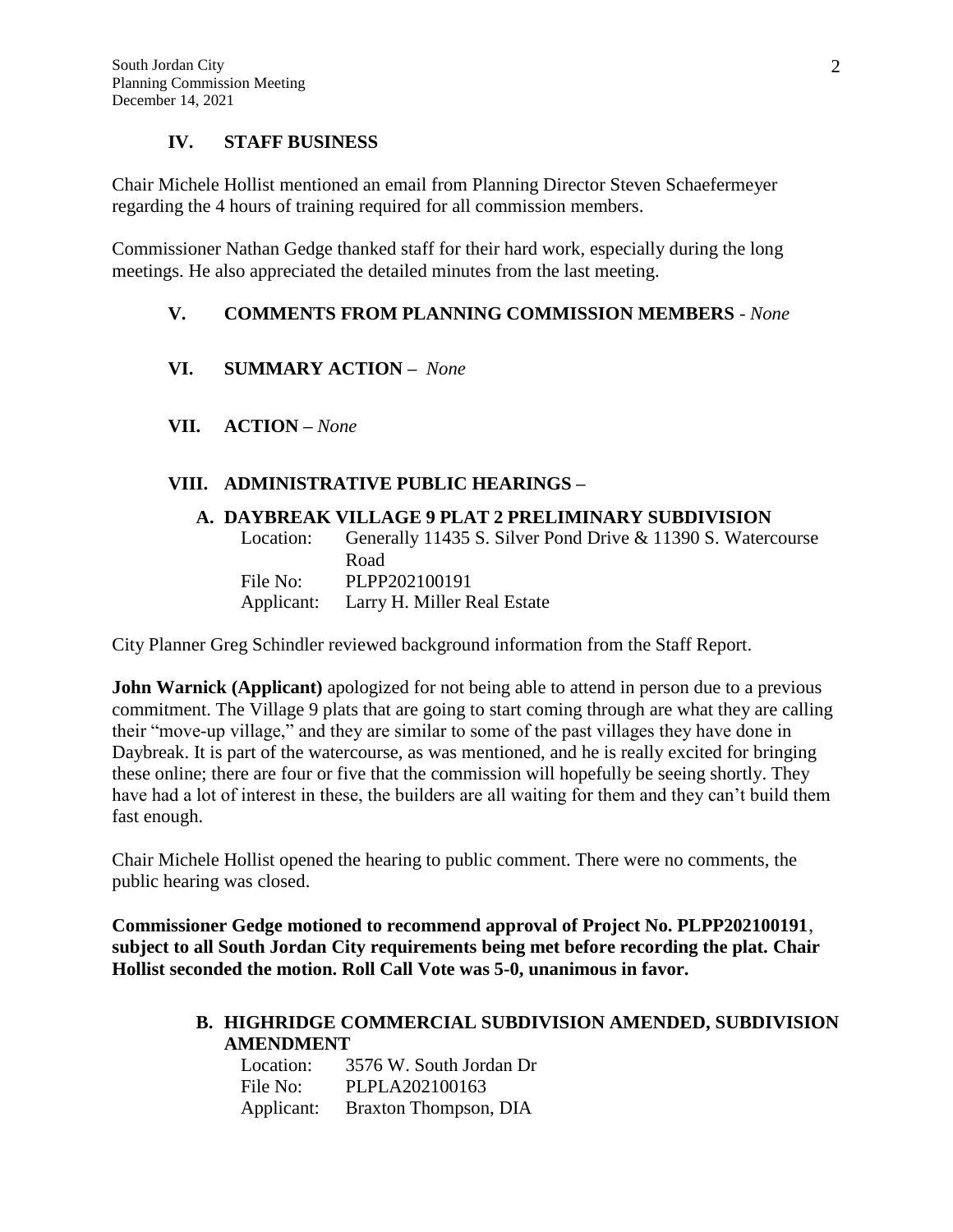## IV. STAFF BUSINESS

Chair Michele Hollist mentioned an email from Planning Director Steven Schaefermeyer regarding the 4 hours of training required for all commission members.

Commissioner Nathan Gedge thanked staff for their hard work, especially during the long meetings. He also appreciated the detailed minutes from the last meeting.

## V. COMMENTS FROM PLANNING COMMISSION MEMBERS - *None*

## VI. SUMMARY ACTION – *None*

## VII. ACTION – *None*

## VIII. ADMINISTRATIVE PUBLIC HEARINGS –

### A. DAYBREAK VILLAGE 9 PLAT 2 PRELIMINARY SUBDIVISION

Location: Generally 11435 S. Silver Pond Drive & 11390 S. Watercourse Road
File No: PLPP202100191
Applicant: Larry H. Miller Real Estate

City Planner Greg Schindler reviewed background information from the Staff Report.

**John Warnick (Applicant)** apologized for not being able to attend in person due to a previous commitment. The Village 9 plats that are going to start coming through are what they are calling their "move-up village," and they are similar to some of the past villages they have done in Daybreak. It is part of the watercourse, as was mentioned, and he is really excited for bringing these online; there are four or five that the commission will hopefully be seeing shortly. They have had a lot of interest in these, the builders are all waiting for them and they can't build them fast enough.

Chair Michele Hollist opened the hearing to public comment. There were no comments, the public hearing was closed.

**Commissioner Gedge motioned to recommend approval of Project No. PLPP202100191, subject to all South Jordan City requirements being met before recording the plat. Chair Hollist seconded the motion. Roll Call Vote was 5-0, unanimous in favor.**

### B. HIGHRIDGE COMMERCIAL SUBDIVISION AMENDED, SUBDIVISION AMENDMENT

Location: 3576 W. South Jordan Dr
File No: PLPLA202100163
Applicant: Braxton Thompson, DIA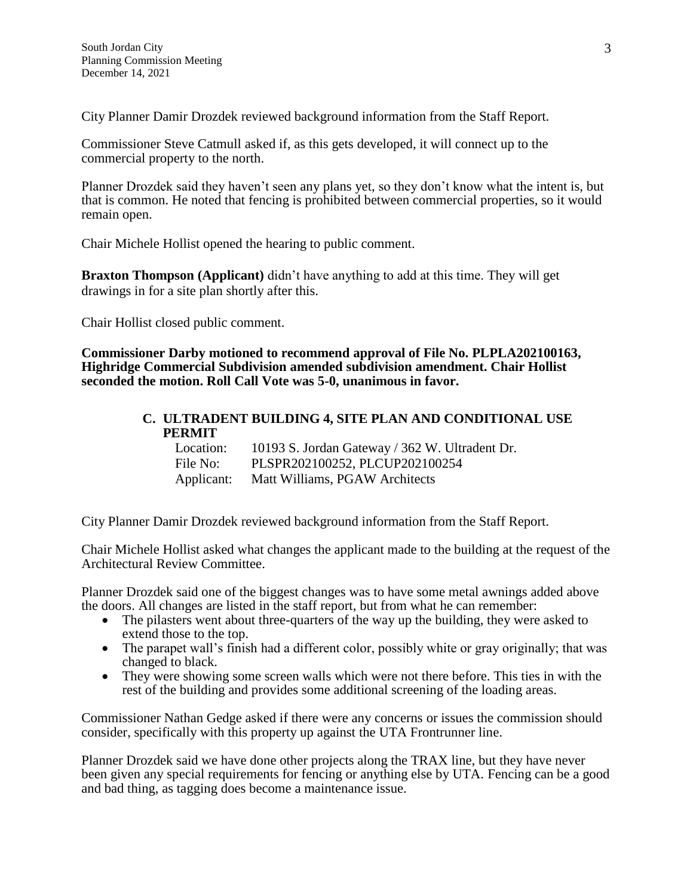City Planner Damir Drozdek reviewed background information from the Staff Report.

Commissioner Steve Catmull asked if, as this gets developed, it will connect up to the commercial property to the north.

Planner Drozdek said they haven't seen any plans yet, so they don't know what the intent is, but that is common. He noted that fencing is prohibited between commercial properties, so it would remain open.

Chair Michele Hollist opened the hearing to public comment.

**Braxton Thompson (Applicant)** didn't have anything to add at this time. They will get drawings in for a site plan shortly after this.

Chair Hollist closed public comment.

**Commissioner Darby motioned to recommend approval of File No. PLPLA202100163, Highridge Commercial Subdivision amended subdivision amendment. Chair Hollist seconded the motion. Roll Call Vote was 5-0, unanimous in favor.**

### C. ULTRADENT BUILDING 4, SITE PLAN AND CONDITIONAL USE PERMIT

Location: 10193 S. Jordan Gateway / 362 W. Ultradent Dr.
File No: PLSPR202100252, PLCUP202100254
Applicant: Matt Williams, PGAW Architects

City Planner Damir Drozdek reviewed background information from the Staff Report.

Chair Michele Hollist asked what changes the applicant made to the building at the request of the Architectural Review Committee.

Planner Drozdek said one of the biggest changes was to have some metal awnings added above the doors. All changes are listed in the staff report, but from what he can remember:

- The pilasters went about three-quarters of the way up the building, they were asked to extend those to the top.
- The parapet wall's finish had a different color, possibly white or gray originally; that was changed to black.
- They were showing some screen walls which were not there before. This ties in with the rest of the building and provides some additional screening of the loading areas.

Commissioner Nathan Gedge asked if there were any concerns or issues the commission should consider, specifically with this property up against the UTA Frontrunner line.

Planner Drozdek said we have done other projects along the TRAX line, but they have never been given any special requirements for fencing or anything else by UTA. Fencing can be a good and bad thing, as tagging does become a maintenance issue.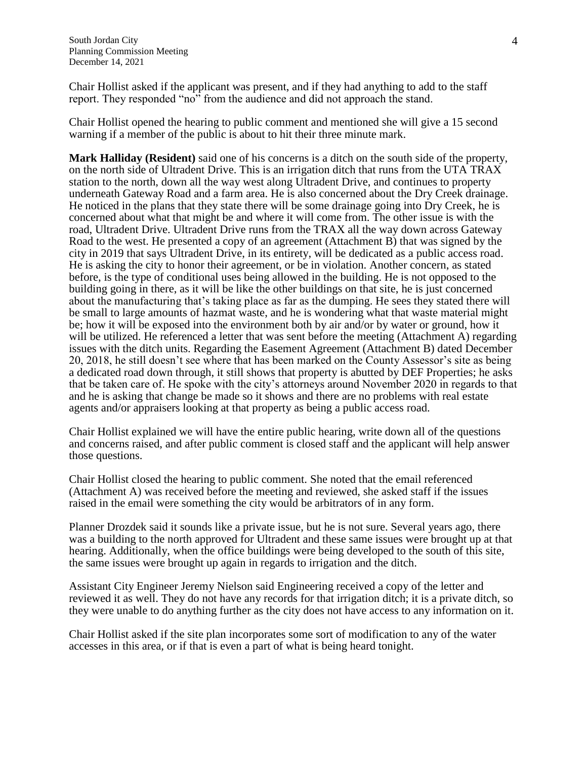Chair Hollist asked if the applicant was present, and if they had anything to add to the staff report. They responded "no" from the audience and did not approach the stand.

Chair Hollist opened the hearing to public comment and mentioned she will give a 15 second warning if a member of the public is about to hit their three minute mark.

**Mark Halliday (Resident)** said one of his concerns is a ditch on the south side of the property, on the north side of Ultradent Drive. This is an irrigation ditch that runs from the UTA TRAX station to the north, down all the way west along Ultradent Drive, and continues to property underneath Gateway Road and a farm area. He is also concerned about the Dry Creek drainage. He noticed in the plans that they state there will be some drainage going into Dry Creek, he is concerned about what that might be and where it will come from. The other issue is with the road, Ultradent Drive. Ultradent Drive runs from the TRAX all the way down across Gateway Road to the west. He presented a copy of an agreement (Attachment B) that was signed by the city in 2019 that says Ultradent Drive, in its entirety, will be dedicated as a public access road. He is asking the city to honor their agreement, or be in violation. Another concern, as stated before, is the type of conditional uses being allowed in the building. He is not opposed to the building going in there, as it will be like the other buildings on that site, he is just concerned about the manufacturing that's taking place as far as the dumping. He sees they stated there will be small to large amounts of hazmat waste, and he is wondering what that waste material might be; how it will be exposed into the environment both by air and/or by water or ground, how it will be utilized. He referenced a letter that was sent before the meeting (Attachment A) regarding issues with the ditch units. Regarding the Easement Agreement (Attachment B) dated December 20, 2018, he still doesn't see where that has been marked on the County Assessor's site as being a dedicated road down through, it still shows that property is abutted by DEF Properties; he asks that be taken care of. He spoke with the city's attorneys around November 2020 in regards to that and he is asking that change be made so it shows and there are no problems with real estate agents and/or appraisers looking at that property as being a public access road.

Chair Hollist explained we will have the entire public hearing, write down all of the questions and concerns raised, and after public comment is closed staff and the applicant will help answer those questions.

Chair Hollist closed the hearing to public comment. She noted that the email referenced (Attachment A) was received before the meeting and reviewed, she asked staff if the issues raised in the email were something the city would be arbitrators of in any form.

Planner Drozdek said it sounds like a private issue, but he is not sure. Several years ago, there was a building to the north approved for Ultradent and these same issues were brought up at that hearing. Additionally, when the office buildings were being developed to the south of this site, the same issues were brought up again in regards to irrigation and the ditch.

Assistant City Engineer Jeremy Nielson said Engineering received a copy of the letter and reviewed it as well. They do not have any records for that irrigation ditch; it is a private ditch, so they were unable to do anything further as the city does not have access to any information on it.

Chair Hollist asked if the site plan incorporates some sort of modification to any of the water accesses in this area, or if that is even a part of what is being heard tonight.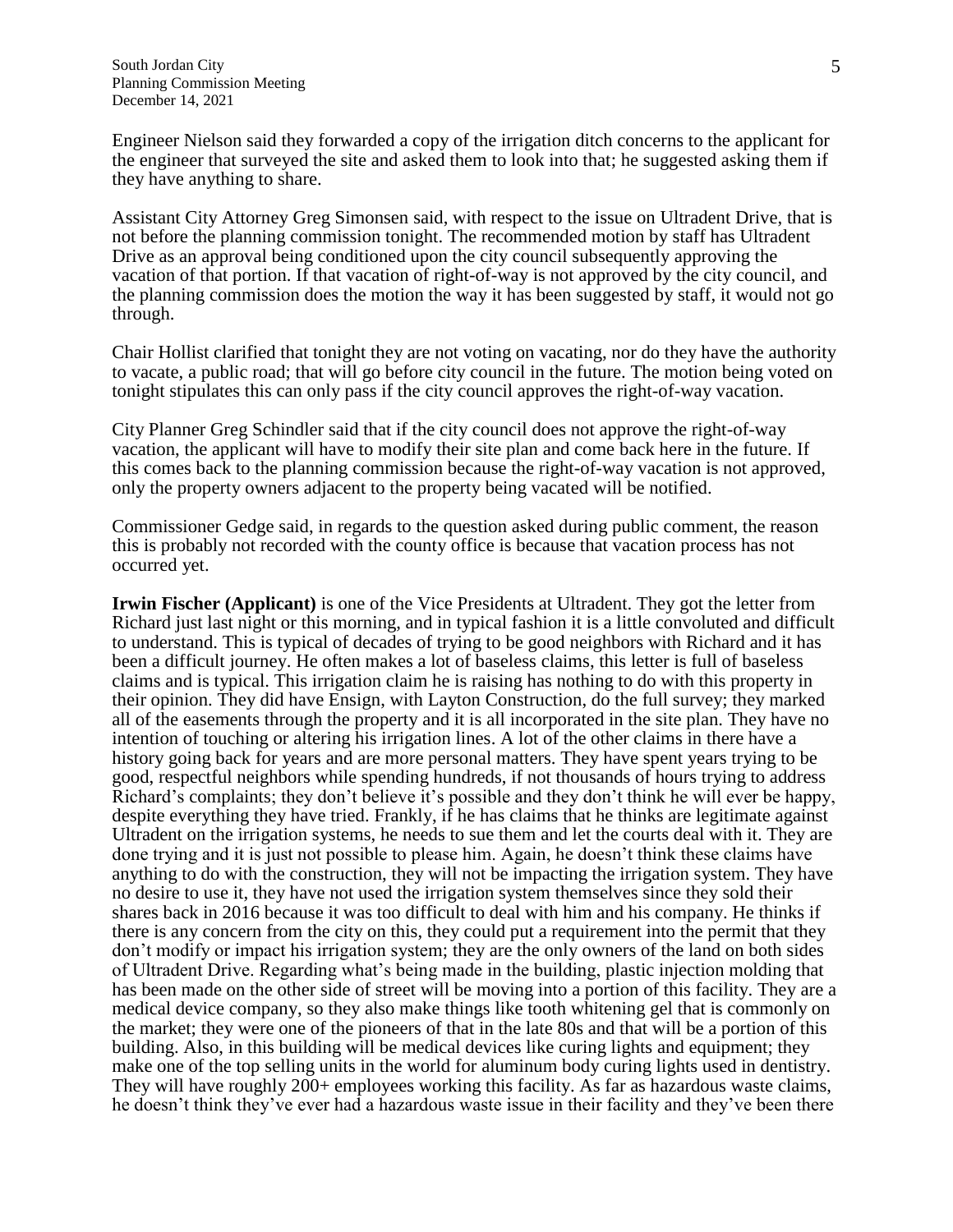Engineer Nielson said they forwarded a copy of the irrigation ditch concerns to the applicant for the engineer that surveyed the site and asked them to look into that; he suggested asking them if they have anything to share.

Assistant City Attorney Greg Simonsen said, with respect to the issue on Ultradent Drive, that is not before the planning commission tonight. The recommended motion by staff has Ultradent Drive as an approval being conditioned upon the city council subsequently approving the vacation of that portion. If that vacation of right-of-way is not approved by the city council, and the planning commission does the motion the way it has been suggested by staff, it would not go through.

Chair Hollist clarified that tonight they are not voting on vacating, nor do they have the authority to vacate, a public road; that will go before city council in the future. The motion being voted on tonight stipulates this can only pass if the city council approves the right-of-way vacation.

City Planner Greg Schindler said that if the city council does not approve the right-of-way vacation, the applicant will have to modify their site plan and come back here in the future. If this comes back to the planning commission because the right-of-way vacation is not approved, only the property owners adjacent to the property being vacated will be notified.

Commissioner Gedge said, in regards to the question asked during public comment, the reason this is probably not recorded with the county office is because that vacation process has not occurred yet.

**Irwin Fischer (Applicant)** is one of the Vice Presidents at Ultradent. They got the letter from Richard just last night or this morning, and in typical fashion it is a little convoluted and difficult to understand. This is typical of decades of trying to be good neighbors with Richard and it has been a difficult journey. He often makes a lot of baseless claims, this letter is full of baseless claims and is typical. This irrigation claim he is raising has nothing to do with this property in their opinion. They did have Ensign, with Layton Construction, do the full survey; they marked all of the easements through the property and it is all incorporated in the site plan. They have no intention of touching or altering his irrigation lines. A lot of the other claims in there have a history going back for years and are more personal matters. They have spent years trying to be good, respectful neighbors while spending hundreds, if not thousands of hours trying to address Richard's complaints; they don't believe it's possible and they don't think he will ever be happy, despite everything they have tried. Frankly, if he has claims that he thinks are legitimate against Ultradent on the irrigation systems, he needs to sue them and let the courts deal with it. They are done trying and it is just not possible to please him. Again, he doesn't think these claims have anything to do with the construction, they will not be impacting the irrigation system. They have no desire to use it, they have not used the irrigation system themselves since they sold their shares back in 2016 because it was too difficult to deal with him and his company. He thinks if there is any concern from the city on this, they could put a requirement into the permit that they don't modify or impact his irrigation system; they are the only owners of the land on both sides of Ultradent Drive. Regarding what's being made in the building, plastic injection molding that has been made on the other side of street will be moving into a portion of this facility. They are a medical device company, so they also make things like tooth whitening gel that is commonly on the market; they were one of the pioneers of that in the late 80s and that will be a portion of this building. Also, in this building will be medical devices like curing lights and equipment; they make one of the top selling units in the world for aluminum body curing lights used in dentistry. They will have roughly 200+ employees working this facility. As far as hazardous waste claims, he doesn't think they've ever had a hazardous waste issue in their facility and they've been there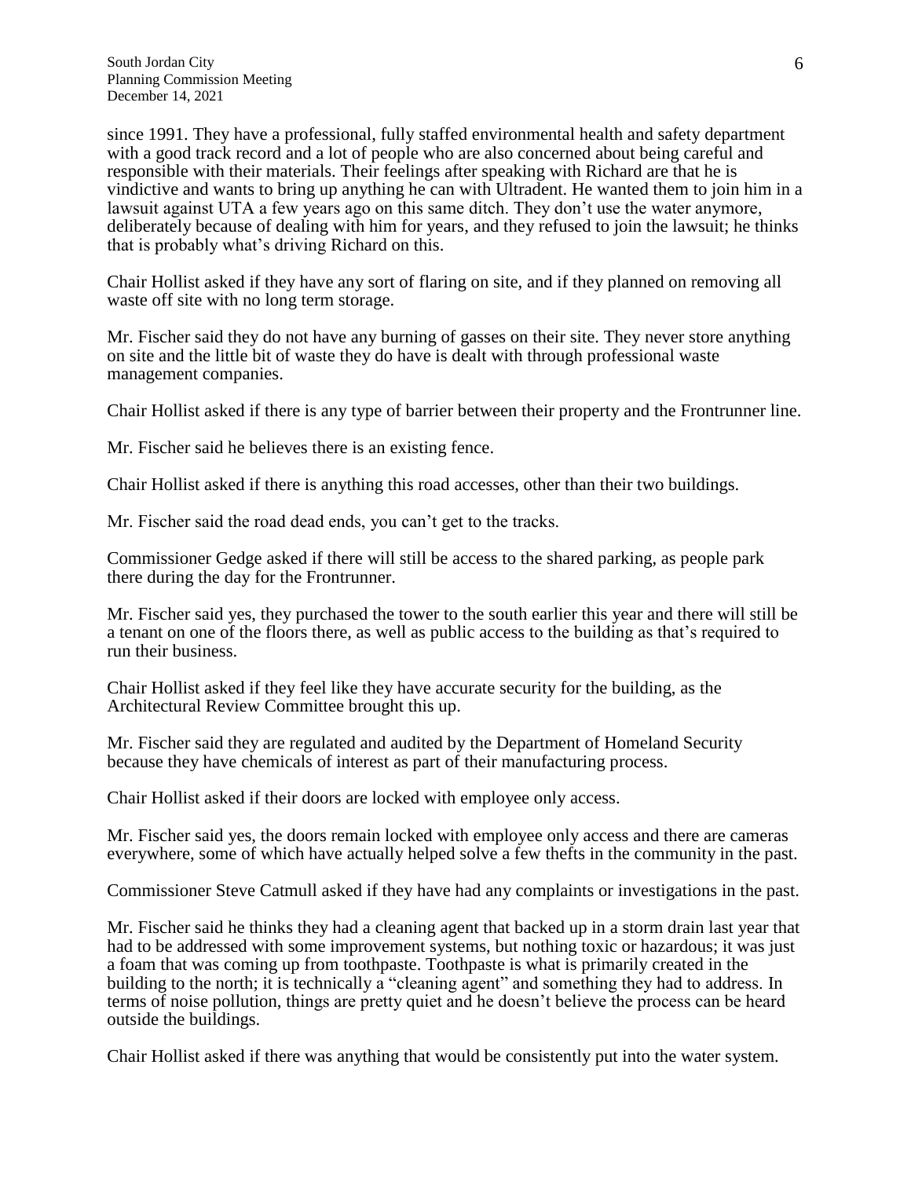since 1991. They have a professional, fully staffed environmental health and safety department with a good track record and a lot of people who are also concerned about being careful and responsible with their materials. Their feelings after speaking with Richard are that he is vindictive and wants to bring up anything he can with Ultradent. He wanted them to join him in a lawsuit against UTA a few years ago on this same ditch. They don't use the water anymore, deliberately because of dealing with him for years, and they refused to join the lawsuit; he thinks that is probably what's driving Richard on this.

Chair Hollist asked if they have any sort of flaring on site, and if they planned on removing all waste off site with no long term storage.

Mr. Fischer said they do not have any burning of gasses on their site. They never store anything on site and the little bit of waste they do have is dealt with through professional waste management companies.

Chair Hollist asked if there is any type of barrier between their property and the Frontrunner line.

Mr. Fischer said he believes there is an existing fence.

Chair Hollist asked if there is anything this road accesses, other than their two buildings.

Mr. Fischer said the road dead ends, you can't get to the tracks.

Commissioner Gedge asked if there will still be access to the shared parking, as people park there during the day for the Frontrunner.

Mr. Fischer said yes, they purchased the tower to the south earlier this year and there will still be a tenant on one of the floors there, as well as public access to the building as that's required to run their business.

Chair Hollist asked if they feel like they have accurate security for the building, as the Architectural Review Committee brought this up.

Mr. Fischer said they are regulated and audited by the Department of Homeland Security because they have chemicals of interest as part of their manufacturing process.

Chair Hollist asked if their doors are locked with employee only access.

Mr. Fischer said yes, the doors remain locked with employee only access and there are cameras everywhere, some of which have actually helped solve a few thefts in the community in the past.

Commissioner Steve Catmull asked if they have had any complaints or investigations in the past.

Mr. Fischer said he thinks they had a cleaning agent that backed up in a storm drain last year that had to be addressed with some improvement systems, but nothing toxic or hazardous; it was just a foam that was coming up from toothpaste. Toothpaste is what is primarily created in the building to the north; it is technically a "cleaning agent" and something they had to address. In terms of noise pollution, things are pretty quiet and he doesn't believe the process can be heard outside the buildings.

Chair Hollist asked if there was anything that would be consistently put into the water system.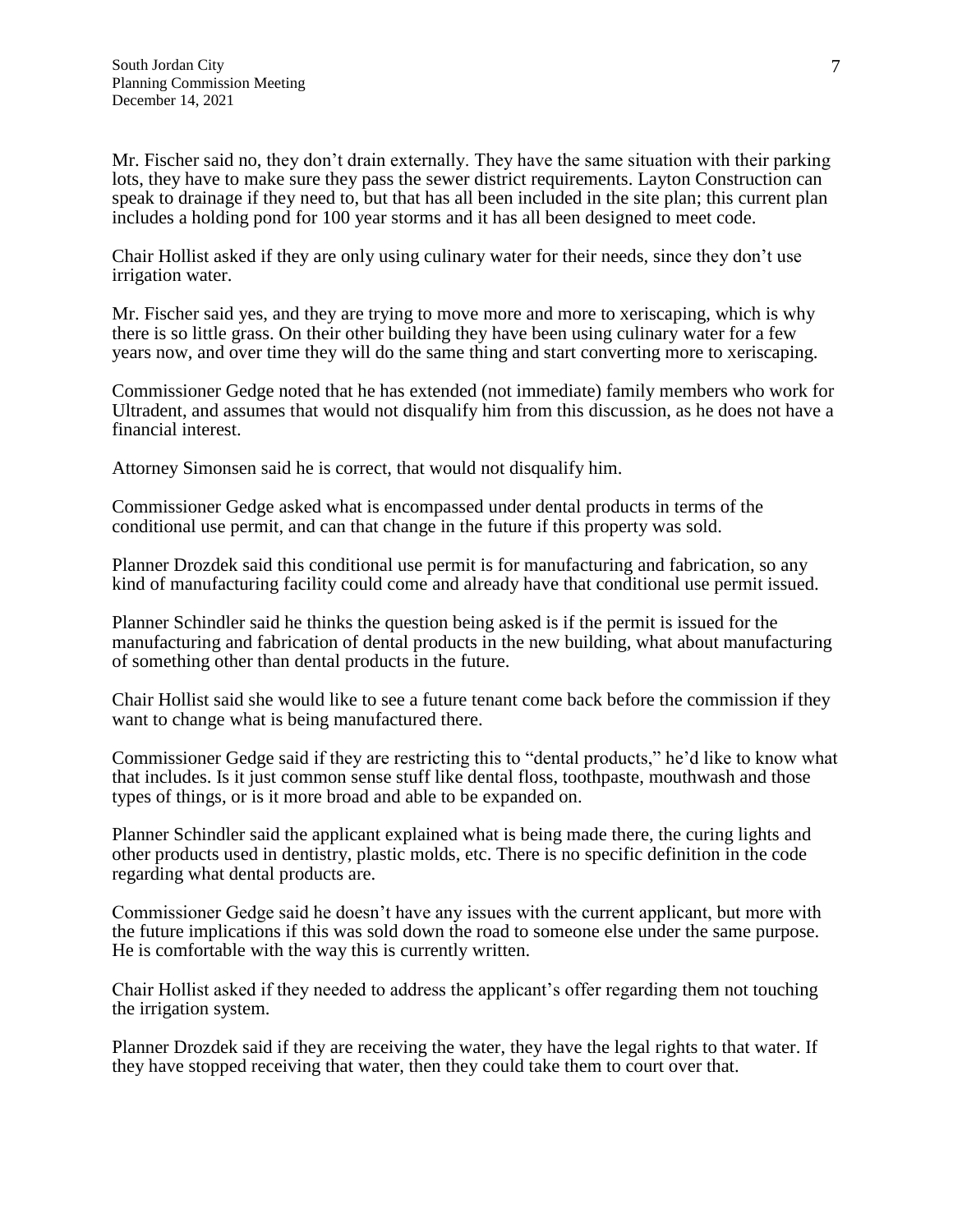Mr. Fischer said no, they don't drain externally. They have the same situation with their parking lots, they have to make sure they pass the sewer district requirements. Layton Construction can speak to drainage if they need to, but that has all been included in the site plan; this current plan includes a holding pond for 100 year storms and it has all been designed to meet code.

Chair Hollist asked if they are only using culinary water for their needs, since they don't use irrigation water.

Mr. Fischer said yes, and they are trying to move more and more to xeriscaping, which is why there is so little grass. On their other building they have been using culinary water for a few years now, and over time they will do the same thing and start converting more to xeriscaping.

Commissioner Gedge noted that he has extended (not immediate) family members who work for Ultradent, and assumes that would not disqualify him from this discussion, as he does not have a financial interest.

Attorney Simonsen said he is correct, that would not disqualify him.

Commissioner Gedge asked what is encompassed under dental products in terms of the conditional use permit, and can that change in the future if this property was sold.

Planner Drozdek said this conditional use permit is for manufacturing and fabrication, so any kind of manufacturing facility could come and already have that conditional use permit issued.

Planner Schindler said he thinks the question being asked is if the permit is issued for the manufacturing and fabrication of dental products in the new building, what about manufacturing of something other than dental products in the future.

Chair Hollist said she would like to see a future tenant come back before the commission if they want to change what is being manufactured there.

Commissioner Gedge said if they are restricting this to "dental products," he'd like to know what that includes. Is it just common sense stuff like dental floss, toothpaste, mouthwash and those types of things, or is it more broad and able to be expanded on.

Planner Schindler said the applicant explained what is being made there, the curing lights and other products used in dentistry, plastic molds, etc. There is no specific definition in the code regarding what dental products are.

Commissioner Gedge said he doesn't have any issues with the current applicant, but more with the future implications if this was sold down the road to someone else under the same purpose. He is comfortable with the way this is currently written.

Chair Hollist asked if they needed to address the applicant's offer regarding them not touching the irrigation system.

Planner Drozdek said if they are receiving the water, they have the legal rights to that water. If they have stopped receiving that water, then they could take them to court over that.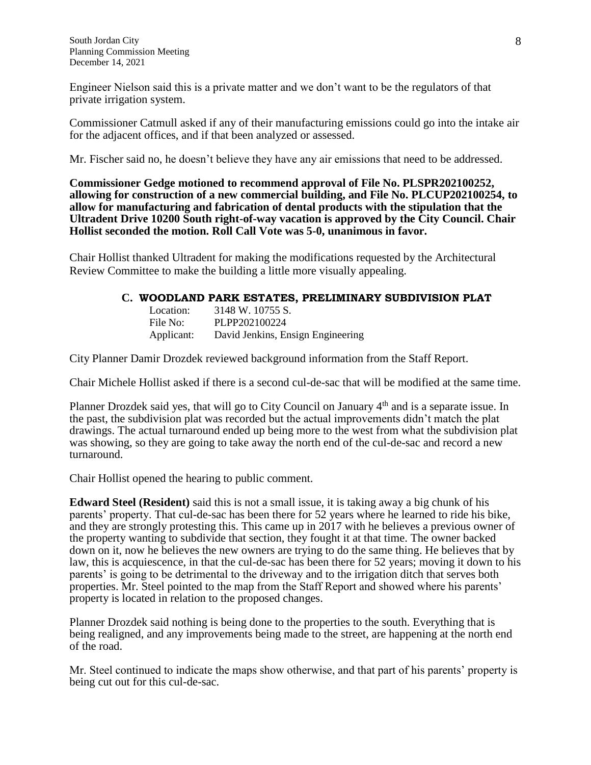Engineer Nielson said this is a private matter and we don't want to be the regulators of that private irrigation system.

Commissioner Catmull asked if any of their manufacturing emissions could go into the intake air for the adjacent offices, and if that been analyzed or assessed.

Mr. Fischer said no, he doesn't believe they have any air emissions that need to be addressed.

**Commissioner Gedge motioned to recommend approval of File No. PLSPR202100252, allowing for construction of a new commercial building, and File No. PLCUP202100254, to allow for manufacturing and fabrication of dental products with the stipulation that the Ultradent Drive 10200 South right-of-way vacation is approved by the City Council. Chair Hollist seconded the motion. Roll Call Vote was 5-0, unanimous in favor.**

Chair Hollist thanked Ultradent for making the modifications requested by the Architectural Review Committee to make the building a little more visually appealing.

### C. WOODLAND PARK ESTATES, PRELIMINARY SUBDIVISION PLAT

Location: 3148 W. 10755 S.
File No: PLPP202100224
Applicant: David Jenkins, Ensign Engineering

City Planner Damir Drozdek reviewed background information from the Staff Report.

Chair Michele Hollist asked if there is a second cul-de-sac that will be modified at the same time.

Planner Drozdek said yes, that will go to City Council on January 4th and is a separate issue. In the past, the subdivision plat was recorded but the actual improvements didn't match the plat drawings. The actual turnaround ended up being more to the west from what the subdivision plat was showing, so they are going to take away the north end of the cul-de-sac and record a new turnaround.

Chair Hollist opened the hearing to public comment.

**Edward Steel (Resident)** said this is not a small issue, it is taking away a big chunk of his parents' property. That cul-de-sac has been there for 52 years where he learned to ride his bike, and they are strongly protesting this. This came up in 2017 with he believes a previous owner of the property wanting to subdivide that section, they fought it at that time. The owner backed down on it, now he believes the new owners are trying to do the same thing. He believes that by law, this is acquiescence, in that the cul-de-sac has been there for 52 years; moving it down to his parents' is going to be detrimental to the driveway and to the irrigation ditch that serves both properties. Mr. Steel pointed to the map from the Staff Report and showed where his parents' property is located in relation to the proposed changes.

Planner Drozdek said nothing is being done to the properties to the south. Everything that is being realigned, and any improvements being made to the street, are happening at the north end of the road.

Mr. Steel continued to indicate the maps show otherwise, and that part of his parents' property is being cut out for this cul-de-sac.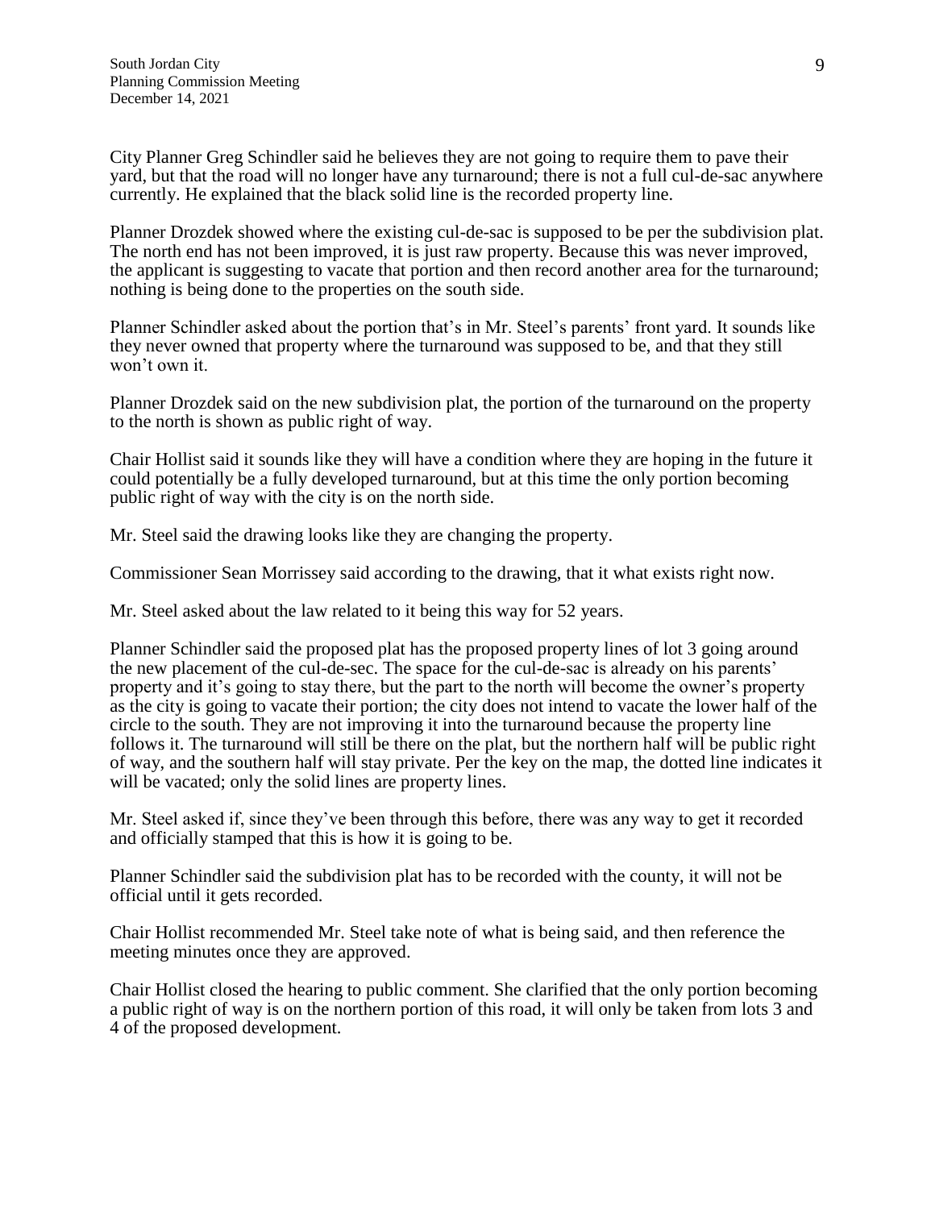City Planner Greg Schindler said he believes they are not going to require them to pave their yard, but that the road will no longer have any turnaround; there is not a full cul-de-sac anywhere currently. He explained that the black solid line is the recorded property line.

Planner Drozdek showed where the existing cul-de-sac is supposed to be per the subdivision plat. The north end has not been improved, it is just raw property. Because this was never improved, the applicant is suggesting to vacate that portion and then record another area for the turnaround; nothing is being done to the properties on the south side.

Planner Schindler asked about the portion that's in Mr. Steel's parents' front yard. It sounds like they never owned that property where the turnaround was supposed to be, and that they still won't own it.

Planner Drozdek said on the new subdivision plat, the portion of the turnaround on the property to the north is shown as public right of way.

Chair Hollist said it sounds like they will have a condition where they are hoping in the future it could potentially be a fully developed turnaround, but at this time the only portion becoming public right of way with the city is on the north side.

Mr. Steel said the drawing looks like they are changing the property.

Commissioner Sean Morrissey said according to the drawing, that it what exists right now.

Mr. Steel asked about the law related to it being this way for 52 years.

Planner Schindler said the proposed plat has the proposed property lines of lot 3 going around the new placement of the cul-de-sec. The space for the cul-de-sac is already on his parents' property and it's going to stay there, but the part to the north will become the owner's property as the city is going to vacate their portion; the city does not intend to vacate the lower half of the circle to the south. They are not improving it into the turnaround because the property line follows it. The turnaround will still be there on the plat, but the northern half will be public right of way, and the southern half will stay private. Per the key on the map, the dotted line indicates it will be vacated; only the solid lines are property lines.

Mr. Steel asked if, since they've been through this before, there was any way to get it recorded and officially stamped that this is how it is going to be.

Planner Schindler said the subdivision plat has to be recorded with the county, it will not be official until it gets recorded.

Chair Hollist recommended Mr. Steel take note of what is being said, and then reference the meeting minutes once they are approved.

Chair Hollist closed the hearing to public comment. She clarified that the only portion becoming a public right of way is on the northern portion of this road, it will only be taken from lots 3 and 4 of the proposed development.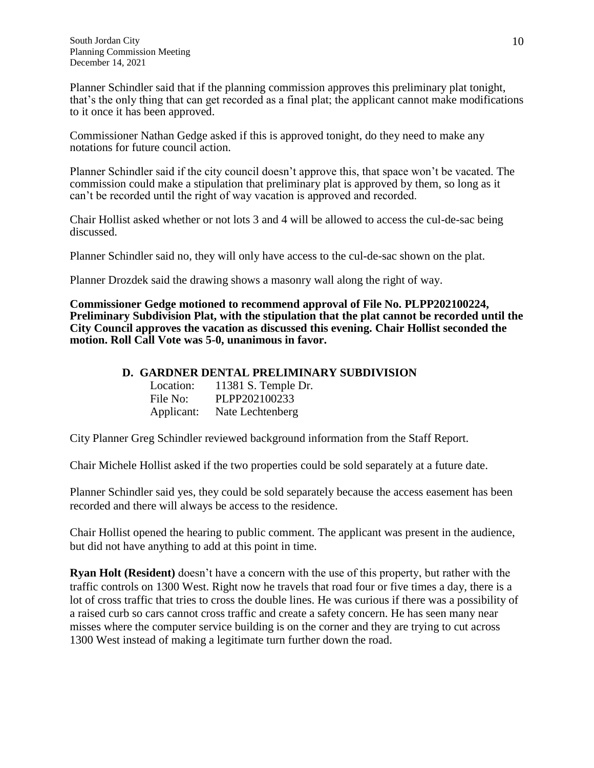Planner Schindler said that if the planning commission approves this preliminary plat tonight, that's the only thing that can get recorded as a final plat; the applicant cannot make modifications to it once it has been approved.

Commissioner Nathan Gedge asked if this is approved tonight, do they need to make any notations for future council action.

Planner Schindler said if the city council doesn't approve this, that space won't be vacated. The commission could make a stipulation that preliminary plat is approved by them, so long as it can't be recorded until the right of way vacation is approved and recorded.

Chair Hollist asked whether or not lots 3 and 4 will be allowed to access the cul-de-sac being discussed.

Planner Schindler said no, they will only have access to the cul-de-sac shown on the plat.

Planner Drozdek said the drawing shows a masonry wall along the right of way.

**Commissioner Gedge motioned to recommend approval of File No. PLPP202100224, Preliminary Subdivision Plat, with the stipulation that the plat cannot be recorded until the City Council approves the vacation as discussed this evening. Chair Hollist seconded the motion. Roll Call Vote was 5-0, unanimous in favor.**

### D. GARDNER DENTAL PRELIMINARY SUBDIVISION

Location: 11381 S. Temple Dr.
File No: PLPP202100233
Applicant: Nate Lechtenberg

City Planner Greg Schindler reviewed background information from the Staff Report.

Chair Michele Hollist asked if the two properties could be sold separately at a future date.

Planner Schindler said yes, they could be sold separately because the access easement has been recorded and there will always be access to the residence.

Chair Hollist opened the hearing to public comment. The applicant was present in the audience, but did not have anything to add at this point in time.

**Ryan Holt (Resident)** doesn't have a concern with the use of this property, but rather with the traffic controls on 1300 West. Right now he travels that road four or five times a day, there is a lot of cross traffic that tries to cross the double lines. He was curious if there was a possibility of a raised curb so cars cannot cross traffic and create a safety concern. He has seen many near misses where the computer service building is on the corner and they are trying to cut across 1300 West instead of making a legitimate turn further down the road.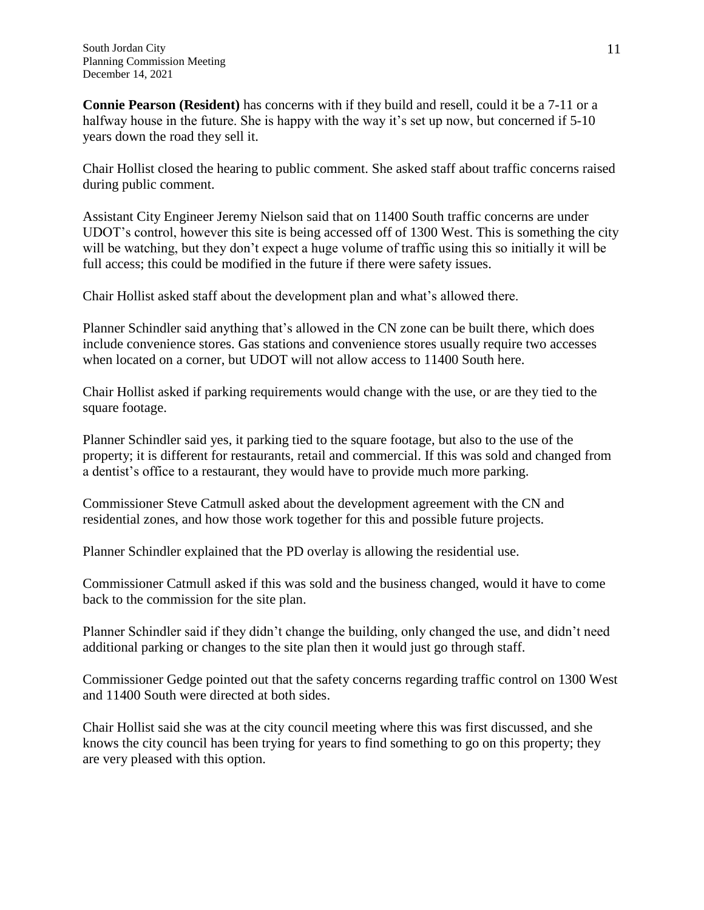**Connie Pearson (Resident)** has concerns with if they build and resell, could it be a 7-11 or a halfway house in the future. She is happy with the way it's set up now, but concerned if 5-10 years down the road they sell it.

Chair Hollist closed the hearing to public comment. She asked staff about traffic concerns raised during public comment.

Assistant City Engineer Jeremy Nielson said that on 11400 South traffic concerns are under UDOT's control, however this site is being accessed off of 1300 West. This is something the city will be watching, but they don't expect a huge volume of traffic using this so initially it will be full access; this could be modified in the future if there were safety issues.

Chair Hollist asked staff about the development plan and what's allowed there.

Planner Schindler said anything that's allowed in the CN zone can be built there, which does include convenience stores. Gas stations and convenience stores usually require two accesses when located on a corner, but UDOT will not allow access to 11400 South here.

Chair Hollist asked if parking requirements would change with the use, or are they tied to the square footage.

Planner Schindler said yes, it parking tied to the square footage, but also to the use of the property; it is different for restaurants, retail and commercial. If this was sold and changed from a dentist's office to a restaurant, they would have to provide much more parking.

Commissioner Steve Catmull asked about the development agreement with the CN and residential zones, and how those work together for this and possible future projects.

Planner Schindler explained that the PD overlay is allowing the residential use.

Commissioner Catmull asked if this was sold and the business changed, would it have to come back to the commission for the site plan.

Planner Schindler said if they didn't change the building, only changed the use, and didn't need additional parking or changes to the site plan then it would just go through staff.

Commissioner Gedge pointed out that the safety concerns regarding traffic control on 1300 West and 11400 South were directed at both sides.

Chair Hollist said she was at the city council meeting where this was first discussed, and she knows the city council has been trying for years to find something to go on this property; they are very pleased with this option.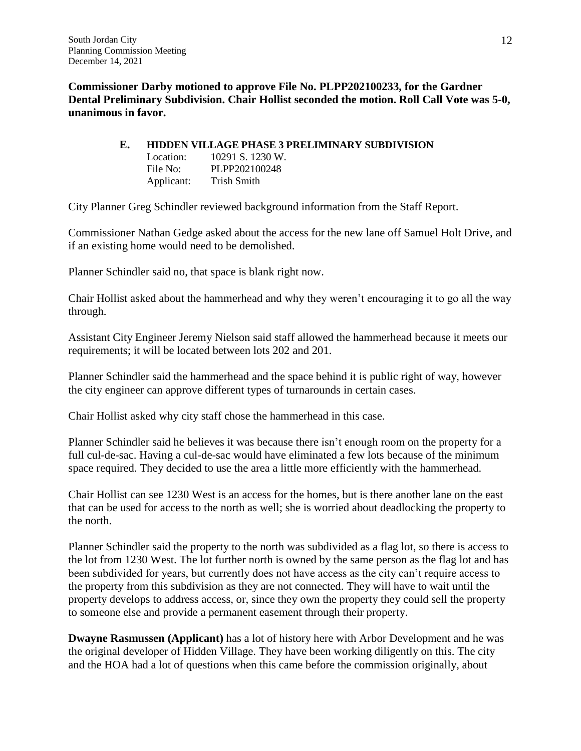**Commissioner Darby motioned to approve File No. PLPP202100233, for the Gardner Dental Preliminary Subdivision. Chair Hollist seconded the motion. Roll Call Vote was 5-0, unanimous in favor.**

**E. HIDDEN VILLAGE PHASE 3 PRELIMINARY SUBDIVISION**

Location: 10291 S. 1230 W.
File No: PLPP202100248
Applicant: Trish Smith

City Planner Greg Schindler reviewed background information from the Staff Report.

Commissioner Nathan Gedge asked about the access for the new lane off Samuel Holt Drive, and if an existing home would need to be demolished.

Planner Schindler said no, that space is blank right now.

Chair Hollist asked about the hammerhead and why they weren't encouraging it to go all the way through.

Assistant City Engineer Jeremy Nielson said staff allowed the hammerhead because it meets our requirements; it will be located between lots 202 and 201.

Planner Schindler said the hammerhead and the space behind it is public right of way, however the city engineer can approve different types of turnarounds in certain cases.

Chair Hollist asked why city staff chose the hammerhead in this case.

Planner Schindler said he believes it was because there isn't enough room on the property for a full cul-de-sac. Having a cul-de-sac would have eliminated a few lots because of the minimum space required. They decided to use the area a little more efficiently with the hammerhead.

Chair Hollist can see 1230 West is an access for the homes, but is there another lane on the east that can be used for access to the north as well; she is worried about deadlocking the property to the north.

Planner Schindler said the property to the north was subdivided as a flag lot, so there is access to the lot from 1230 West. The lot further north is owned by the same person as the flag lot and has been subdivided for years, but currently does not have access as the city can't require access to the property from this subdivision as they are not connected. They will have to wait until the property develops to address access, or, since they own the property they could sell the property to someone else and provide a permanent easement through their property.

**Dwayne Rasmussen (Applicant)** has a lot of history here with Arbor Development and he was the original developer of Hidden Village. They have been working diligently on this. The city and the HOA had a lot of questions when this came before the commission originally, about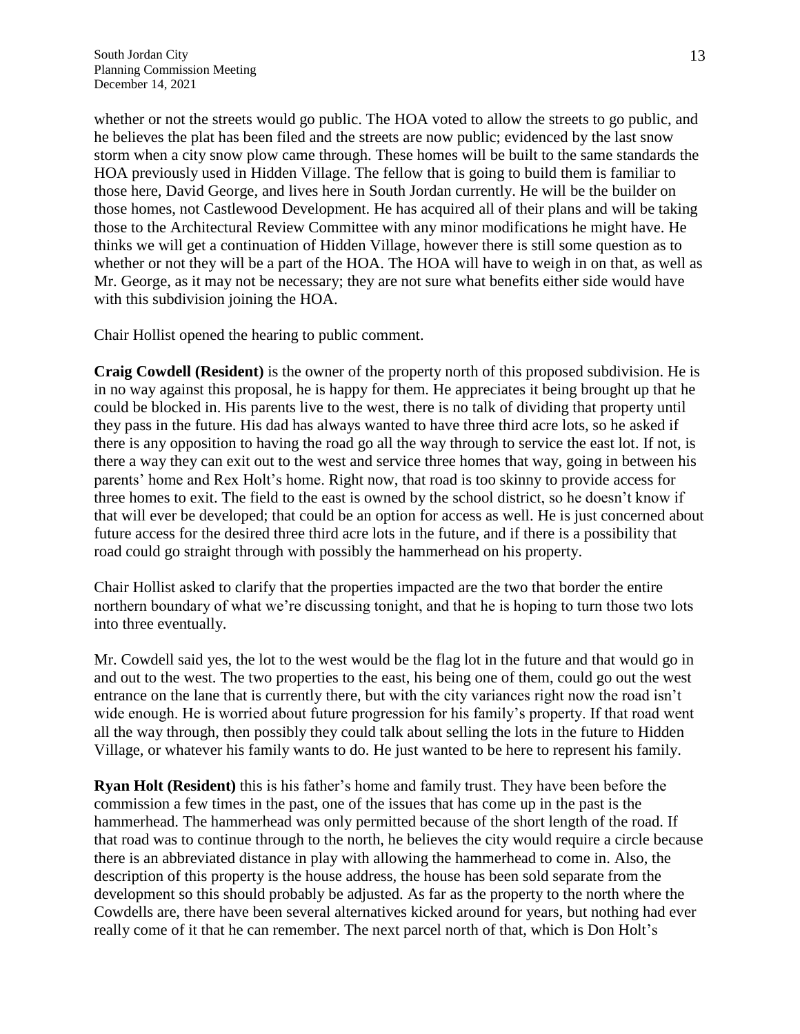whether or not the streets would go public. The HOA voted to allow the streets to go public, and he believes the plat has been filed and the streets are now public; evidenced by the last snow storm when a city snow plow came through. These homes will be built to the same standards the HOA previously used in Hidden Village. The fellow that is going to build them is familiar to those here, David George, and lives here in South Jordan currently. He will be the builder on those homes, not Castlewood Development. He has acquired all of their plans and will be taking those to the Architectural Review Committee with any minor modifications he might have. He thinks we will get a continuation of Hidden Village, however there is still some question as to whether or not they will be a part of the HOA. The HOA will have to weigh in on that, as well as Mr. George, as it may not be necessary; they are not sure what benefits either side would have with this subdivision joining the HOA.

Chair Hollist opened the hearing to public comment.

**Craig Cowdell (Resident)** is the owner of the property north of this proposed subdivision. He is in no way against this proposal, he is happy for them. He appreciates it being brought up that he could be blocked in. His parents live to the west, there is no talk of dividing that property until they pass in the future. His dad has always wanted to have three third acre lots, so he asked if there is any opposition to having the road go all the way through to service the east lot. If not, is there a way they can exit out to the west and service three homes that way, going in between his parents' home and Rex Holt's home. Right now, that road is too skinny to provide access for three homes to exit. The field to the east is owned by the school district, so he doesn't know if that will ever be developed; that could be an option for access as well. He is just concerned about future access for the desired three third acre lots in the future, and if there is a possibility that road could go straight through with possibly the hammerhead on his property.

Chair Hollist asked to clarify that the properties impacted are the two that border the entire northern boundary of what we're discussing tonight, and that he is hoping to turn those two lots into three eventually.

Mr. Cowdell said yes, the lot to the west would be the flag lot in the future and that would go in and out to the west. The two properties to the east, his being one of them, could go out the west entrance on the lane that is currently there, but with the city variances right now the road isn't wide enough. He is worried about future progression for his family's property. If that road went all the way through, then possibly they could talk about selling the lots in the future to Hidden Village, or whatever his family wants to do. He just wanted to be here to represent his family.

**Ryan Holt (Resident)** this is his father's home and family trust. They have been before the commission a few times in the past, one of the issues that has come up in the past is the hammerhead. The hammerhead was only permitted because of the short length of the road. If that road was to continue through to the north, he believes the city would require a circle because there is an abbreviated distance in play with allowing the hammerhead to come in. Also, the description of this property is the house address, the house has been sold separate from the development so this should probably be adjusted. As far as the property to the north where the Cowdells are, there have been several alternatives kicked around for years, but nothing had ever really come of it that he can remember. The next parcel north of that, which is Don Holt's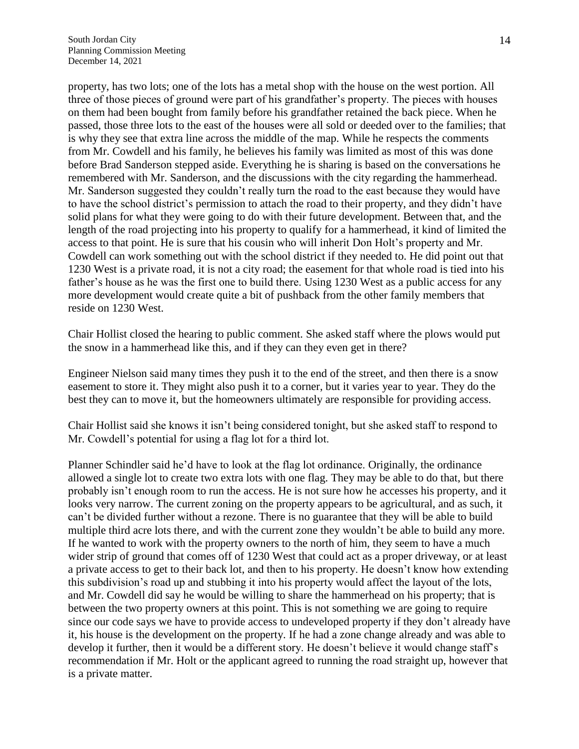property, has two lots; one of the lots has a metal shop with the house on the west portion. All three of those pieces of ground were part of his grandfather's property. The pieces with houses on them had been bought from family before his grandfather retained the back piece. When he passed, those three lots to the east of the houses were all sold or deeded over to the families; that is why they see that extra line across the middle of the map. While he respects the comments from Mr. Cowdell and his family, he believes his family was limited as most of this was done before Brad Sanderson stepped aside. Everything he is sharing is based on the conversations he remembered with Mr. Sanderson, and the discussions with the city regarding the hammerhead. Mr. Sanderson suggested they couldn't really turn the road to the east because they would have to have the school district's permission to attach the road to their property, and they didn't have solid plans for what they were going to do with their future development. Between that, and the length of the road projecting into his property to qualify for a hammerhead, it kind of limited the access to that point. He is sure that his cousin who will inherit Don Holt's property and Mr. Cowdell can work something out with the school district if they needed to. He did point out that 1230 West is a private road, it is not a city road; the easement for that whole road is tied into his father's house as he was the first one to build there. Using 1230 West as a public access for any more development would create quite a bit of pushback from the other family members that reside on 1230 West.

Chair Hollist closed the hearing to public comment. She asked staff where the plows would put the snow in a hammerhead like this, and if they can they even get in there?

Engineer Nielson said many times they push it to the end of the street, and then there is a snow easement to store it. They might also push it to a corner, but it varies year to year. They do the best they can to move it, but the homeowners ultimately are responsible for providing access.

Chair Hollist said she knows it isn't being considered tonight, but she asked staff to respond to Mr. Cowdell's potential for using a flag lot for a third lot.

Planner Schindler said he'd have to look at the flag lot ordinance. Originally, the ordinance allowed a single lot to create two extra lots with one flag. They may be able to do that, but there probably isn't enough room to run the access. He is not sure how he accesses his property, and it looks very narrow. The current zoning on the property appears to be agricultural, and as such, it can't be divided further without a rezone. There is no guarantee that they will be able to build multiple third acre lots there, and with the current zone they wouldn't be able to build any more. If he wanted to work with the property owners to the north of him, they seem to have a much wider strip of ground that comes off of 1230 West that could act as a proper driveway, or at least a private access to get to their back lot, and then to his property. He doesn't know how extending this subdivision's road up and stubbing it into his property would affect the layout of the lots, and Mr. Cowdell did say he would be willing to share the hammerhead on his property; that is between the two property owners at this point. This is not something we are going to require since our code says we have to provide access to undeveloped property if they don't already have it, his house is the development on the property. If he had a zone change already and was able to develop it further, then it would be a different story. He doesn't believe it would change staff's recommendation if Mr. Holt or the applicant agreed to running the road straight up, however that is a private matter.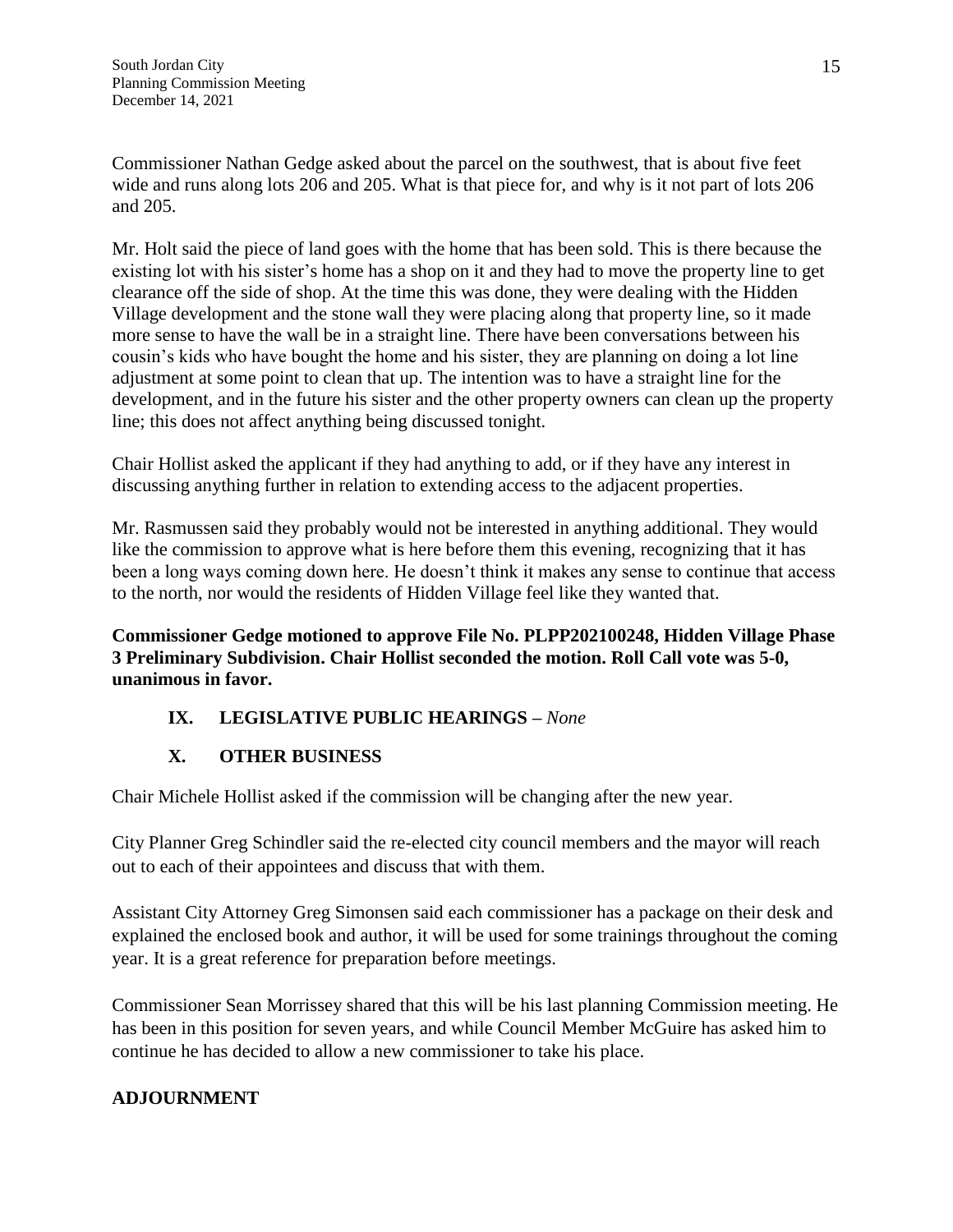Commissioner Nathan Gedge asked about the parcel on the southwest, that is about five feet wide and runs along lots 206 and 205. What is that piece for, and why is it not part of lots 206 and 205.

Mr. Holt said the piece of land goes with the home that has been sold. This is there because the existing lot with his sister's home has a shop on it and they had to move the property line to get clearance off the side of shop. At the time this was done, they were dealing with the Hidden Village development and the stone wall they were placing along that property line, so it made more sense to have the wall be in a straight line. There have been conversations between his cousin's kids who have bought the home and his sister, they are planning on doing a lot line adjustment at some point to clean that up. The intention was to have a straight line for the development, and in the future his sister and the other property owners can clean up the property line; this does not affect anything being discussed tonight.

Chair Hollist asked the applicant if they had anything to add, or if they have any interest in discussing anything further in relation to extending access to the adjacent properties.

Mr. Rasmussen said they probably would not be interested in anything additional. They would like the commission to approve what is here before them this evening, recognizing that it has been a long ways coming down here. He doesn't think it makes any sense to continue that access to the north, nor would the residents of Hidden Village feel like they wanted that.

**Commissioner Gedge motioned to approve File No. PLPP202100248, Hidden Village Phase 3 Preliminary Subdivision. Chair Hollist seconded the motion. Roll Call vote was 5-0, unanimous in favor.**

## IX. LEGISLATIVE PUBLIC HEARINGS – *None*

## X. OTHER BUSINESS

Chair Michele Hollist asked if the commission will be changing after the new year.

City Planner Greg Schindler said the re-elected city council members and the mayor will reach out to each of their appointees and discuss that with them.

Assistant City Attorney Greg Simonsen said each commissioner has a package on their desk and explained the enclosed book and author, it will be used for some trainings throughout the coming year. It is a great reference for preparation before meetings.

Commissioner Sean Morrissey shared that this will be his last planning Commission meeting. He has been in this position for seven years, and while Council Member McGuire has asked him to continue he has decided to allow a new commissioner to take his place.

## ADJOURNMENT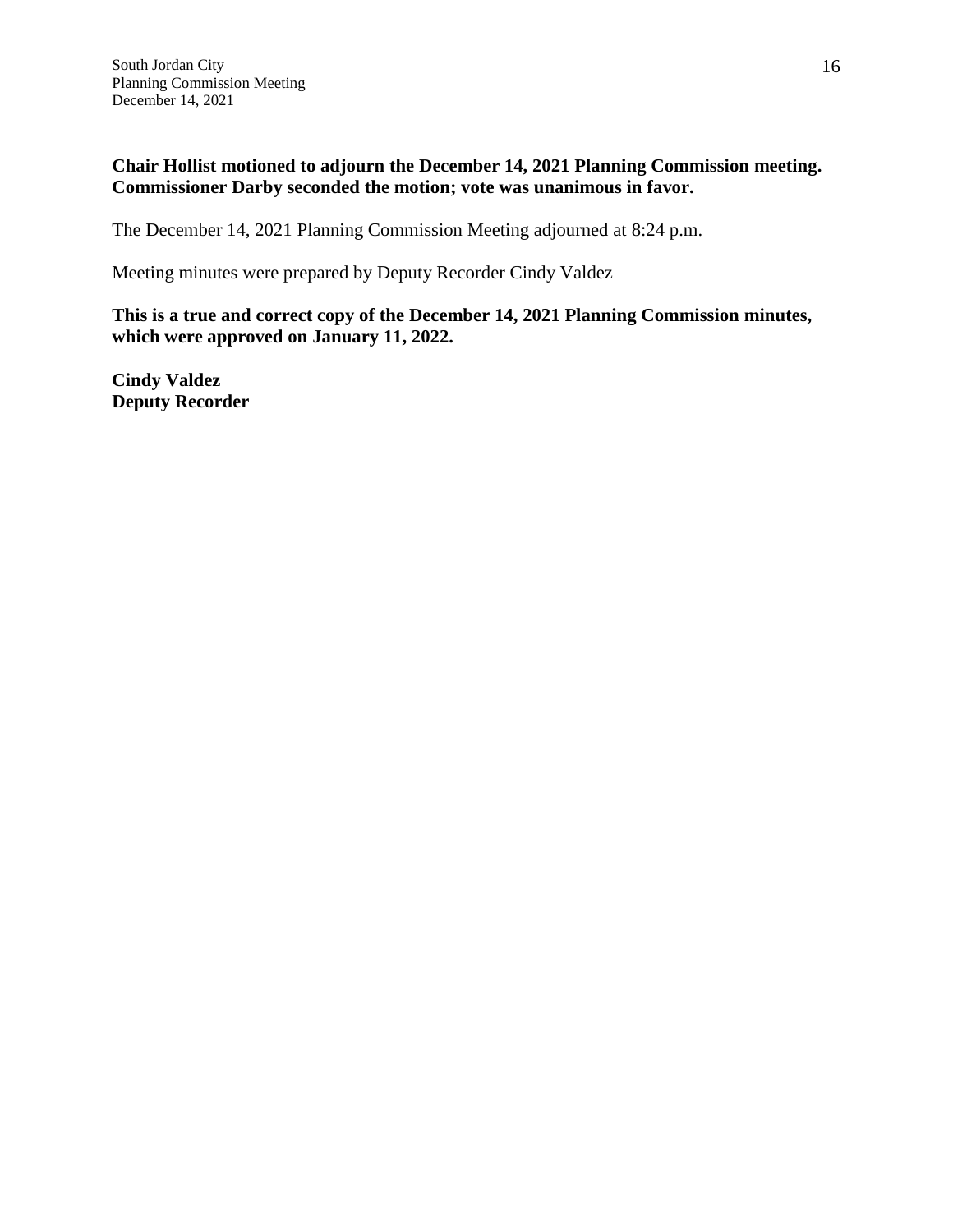**Chair Hollist motioned to adjourn the December 14, 2021 Planning Commission meeting. Commissioner Darby seconded the motion; vote was unanimous in favor.**

The December 14, 2021 Planning Commission Meeting adjourned at 8:24 p.m.

Meeting minutes were prepared by Deputy Recorder Cindy Valdez

**This is a true and correct copy of the December 14, 2021 Planning Commission minutes, which were approved on January 11, 2022.**

**Cindy Valdez**
**Deputy Recorder**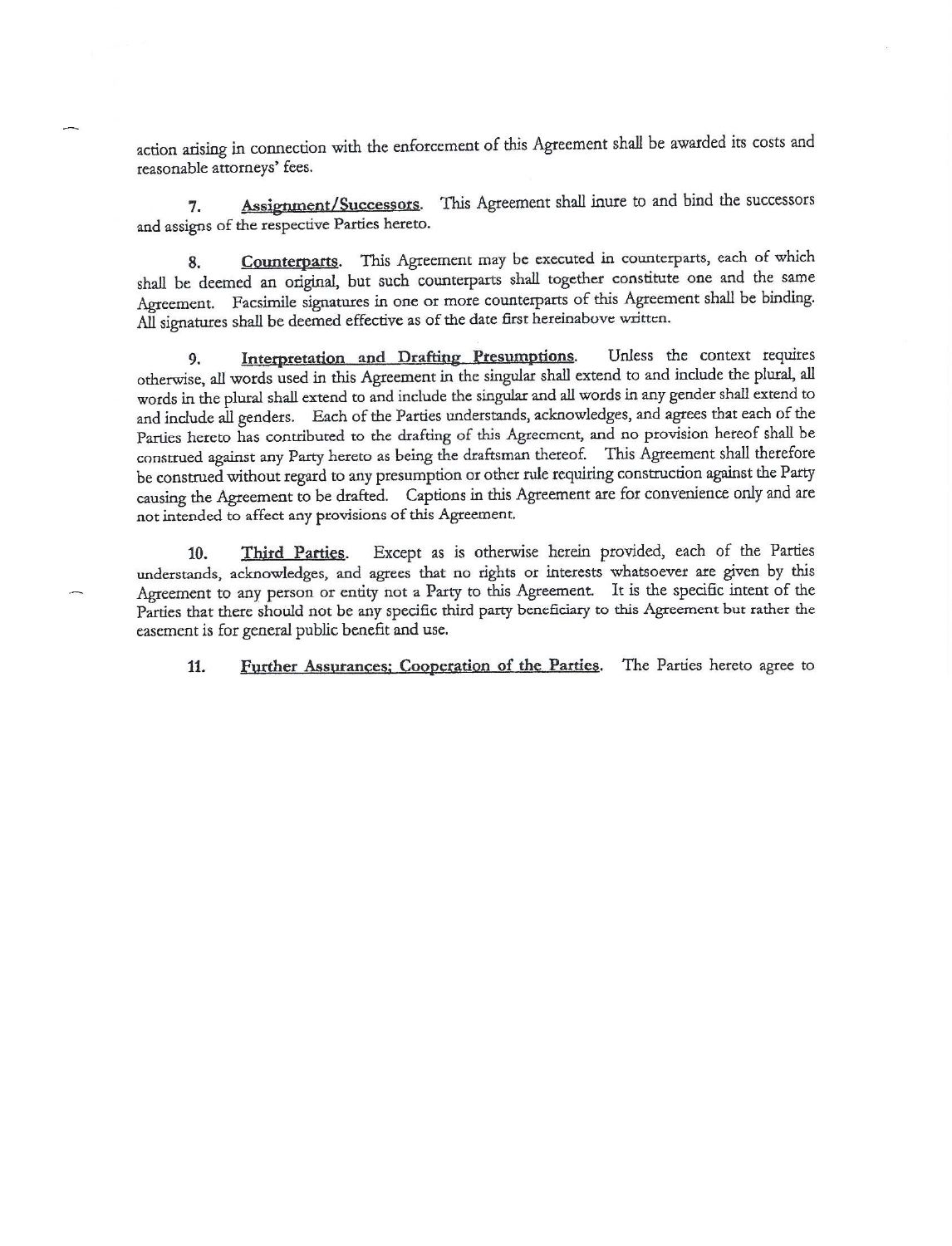action arising in connection with the enforcement of this Agreement shall be awarded its costs and reasonable attorneys' fees.

7. **Assignment/Successors**. This Agreement shall inure to and bind the successors and assigns of the respective Parties hereto.

8. **Counterparts**. This Agreement may be executed in counterparts, each of which shall be deemed an original, but such counterparts shall together constitute one and the same Agreement. Facsimile signatures in one or more counterparts of this Agreement shall be binding. All signatures shall be deemed effective as of the date first hereinabove written.

9. **Interpretation and Drafting Presumptions**. Unless the context requires otherwise, all words used in this Agreement in the singular shall extend to and include the plural, all words in the plural shall extend to and include the singular and all words in any gender shall extend to and include all genders. Each of the Parties understands, acknowledges, and agrees that each of the Parties hereto has contributed to the drafting of this Agreement, and no provision hereof shall be construed against any Party hereto as being the draftsman thereof. This Agreement shall therefore be construed without regard to any presumption or other rule requiring construction against the Party causing the Agreement to be drafted. Captions in this Agreement are for convenience only and are not intended to affect any provisions of this Agreement.

10. **Third Parties**. Except as is otherwise herein provided, each of the Parties understands, acknowledges, and agrees that no rights or interests whatsoever are given by this Agreement to any person or entity not a Party to this Agreement. It is the specific intent of the Parties that there should not be any specific third party beneficiary to this Agreement but rather the easement is for general public benefit and use.

11. **Further Assurances; Cooperation of the Parties**. The Parties hereto agree to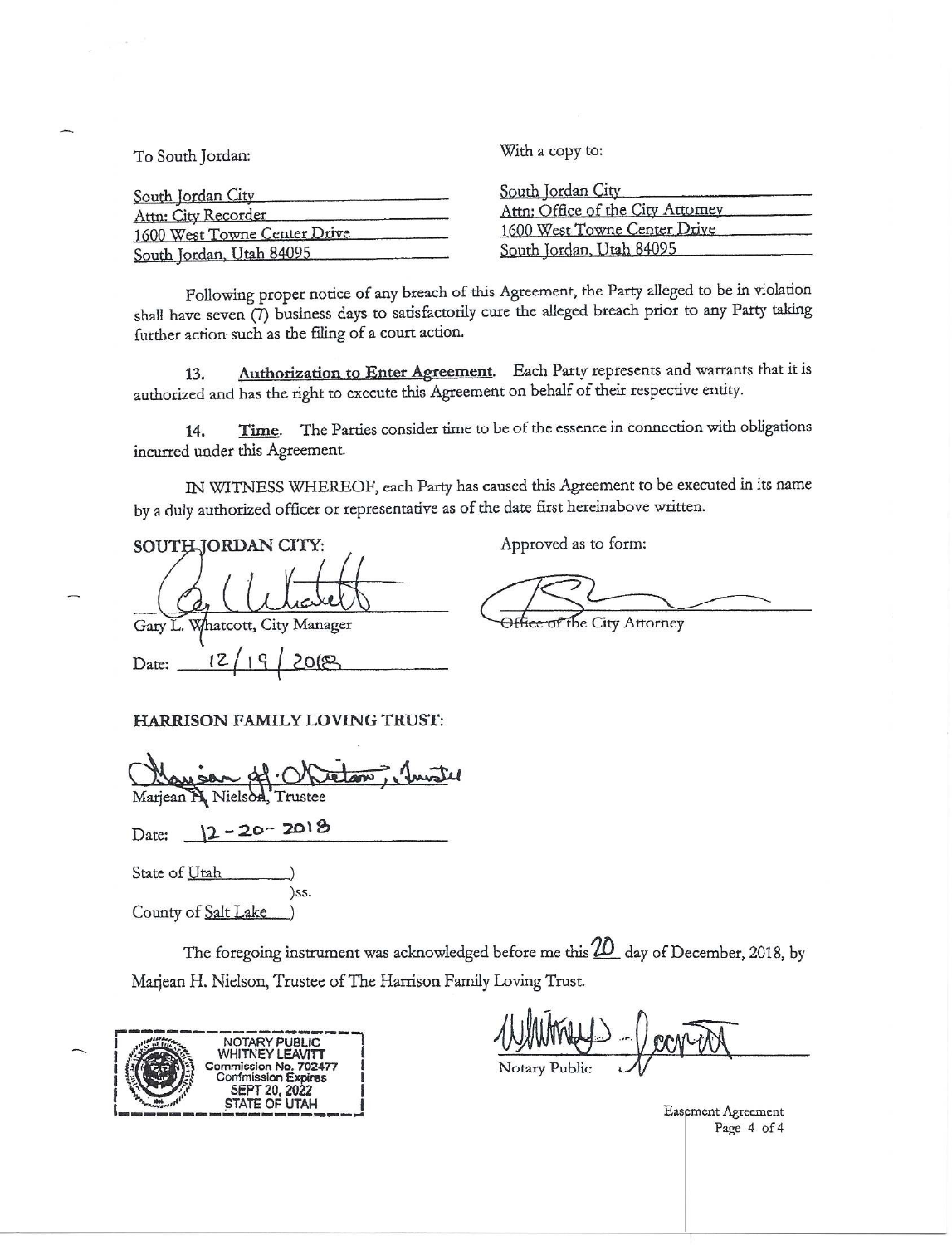To South Jordan:

South Jordan City
Attn: City Recorder
1600 West Towne Center Drive
South Jordan, Utah 84095

With a copy to:

South Jordan City
Attn: Office of the City Attorney
1600 West Towne Center Drive
South Jordan, Utah 84095

Following proper notice of any breach of this Agreement, the Party alleged to be in violation shall have seven (7) business days to satisfactorily cure the alleged breach prior to any Party taking further action such as the filing of a court action.

13. **Authorization to Enter Agreement**. Each Party represents and warrants that it is authorized and has the right to execute this Agreement on behalf of their respective entity.

14. **Time**. The Parties consider time to be of the essence in connection with obligations incurred under this Agreement.

IN WITNESS WHEREOF, each Party has caused this Agreement to be executed in its name by a duly authorized officer or representative as of the date first hereinabove written.

**SOUTH JORDAN CITY:**

Gary L. Whatcott, City Manager

Date: 12/19/2018

Approved as to form:

Office of the City Attorney

**HARRISON FAMILY LOVING TRUST:**

Marjean H. Nielson, Trustee

Date: 12-20-2018

State of Utah )
)ss.
County of Salt Lake )

The foregoing instrument was acknowledged before me this 20 day of December, 2018, by Marjean H. Nielson, Trustee of The Harrison Family Loving Trust.

NOTARY PUBLIC
WHITNEY LEAVITT
Commission No. 702477
Commission Expires
SEPT 20, 2022
STATE OF UTAH

Notary Public

Easement Agreement